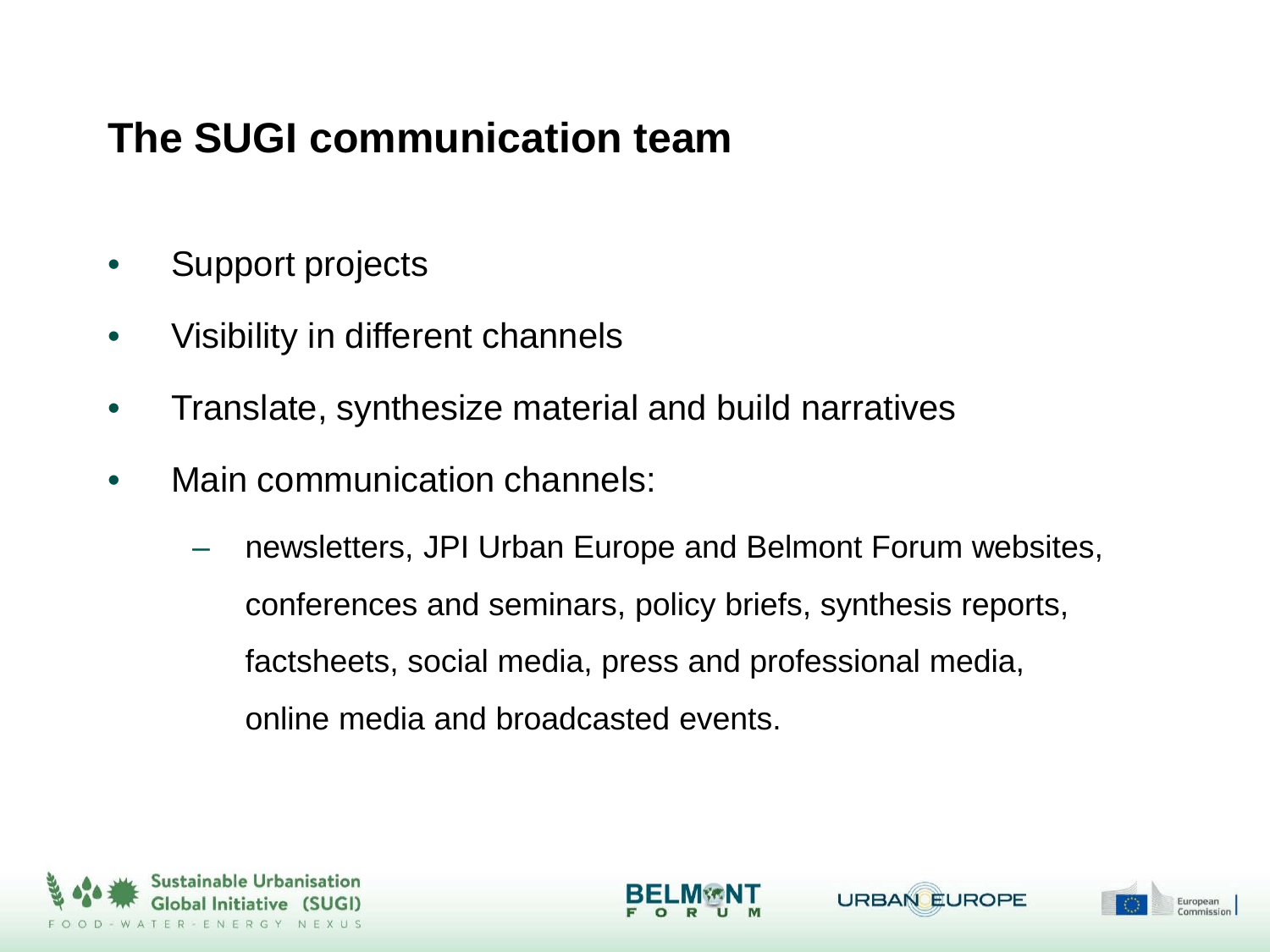# The SUGI communication team

- Support projects
- Visibility in different channels
- Translate, synthesize material and build narratives
- Main communication channels:
  - newsletters, JPI Urban Europe and Belmont Forum websites, conferences and seminars, policy briefs, synthesis reports, factsheets, social media, press and professional media, online media and broadcasted events.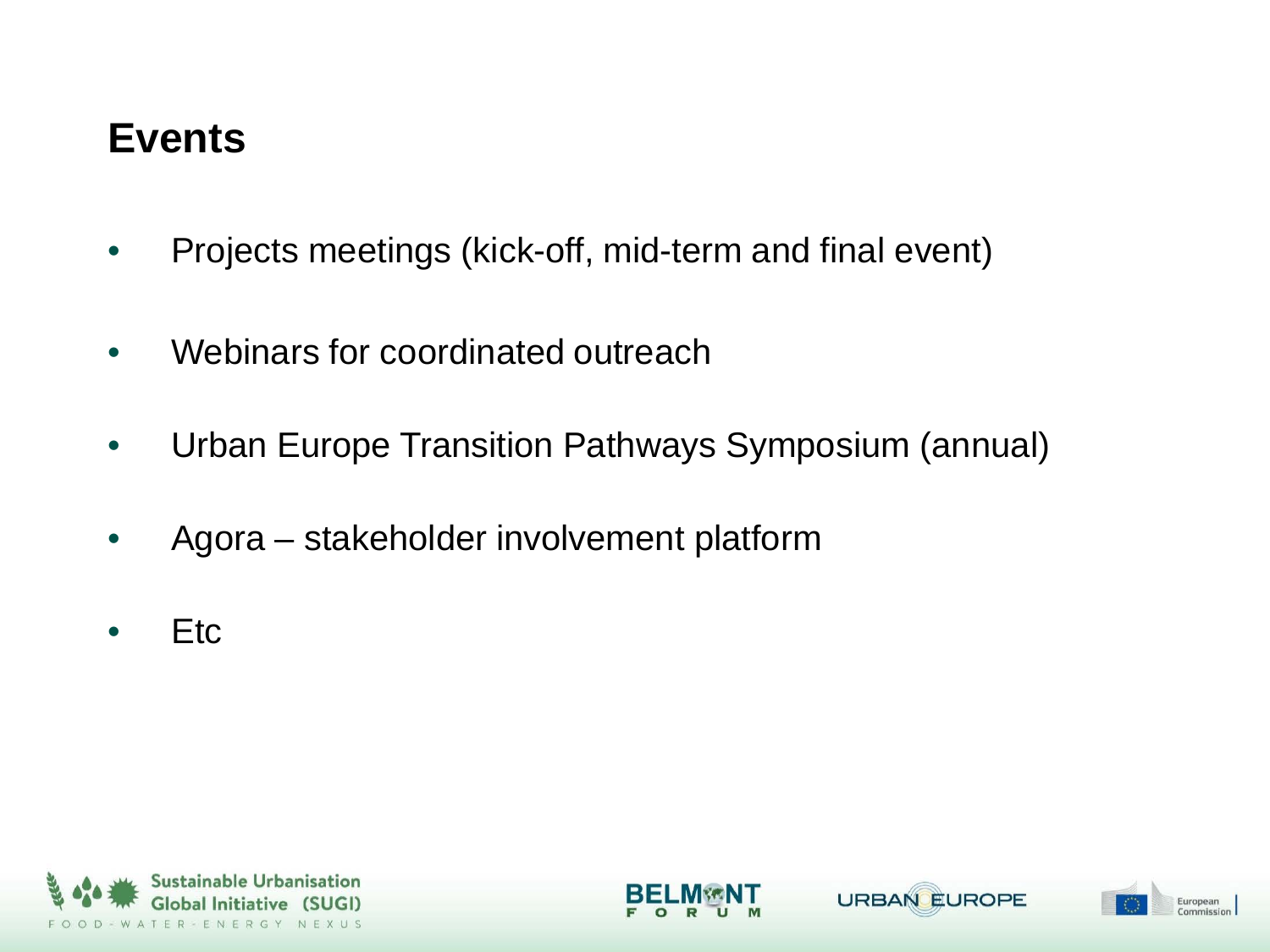# Events

- Projects meetings (kick-off, mid-term and final event)
- Webinars for coordinated outreach
- Urban Europe Transition Pathways Symposium (annual)
- Agora – stakeholder involvement platform
- Etc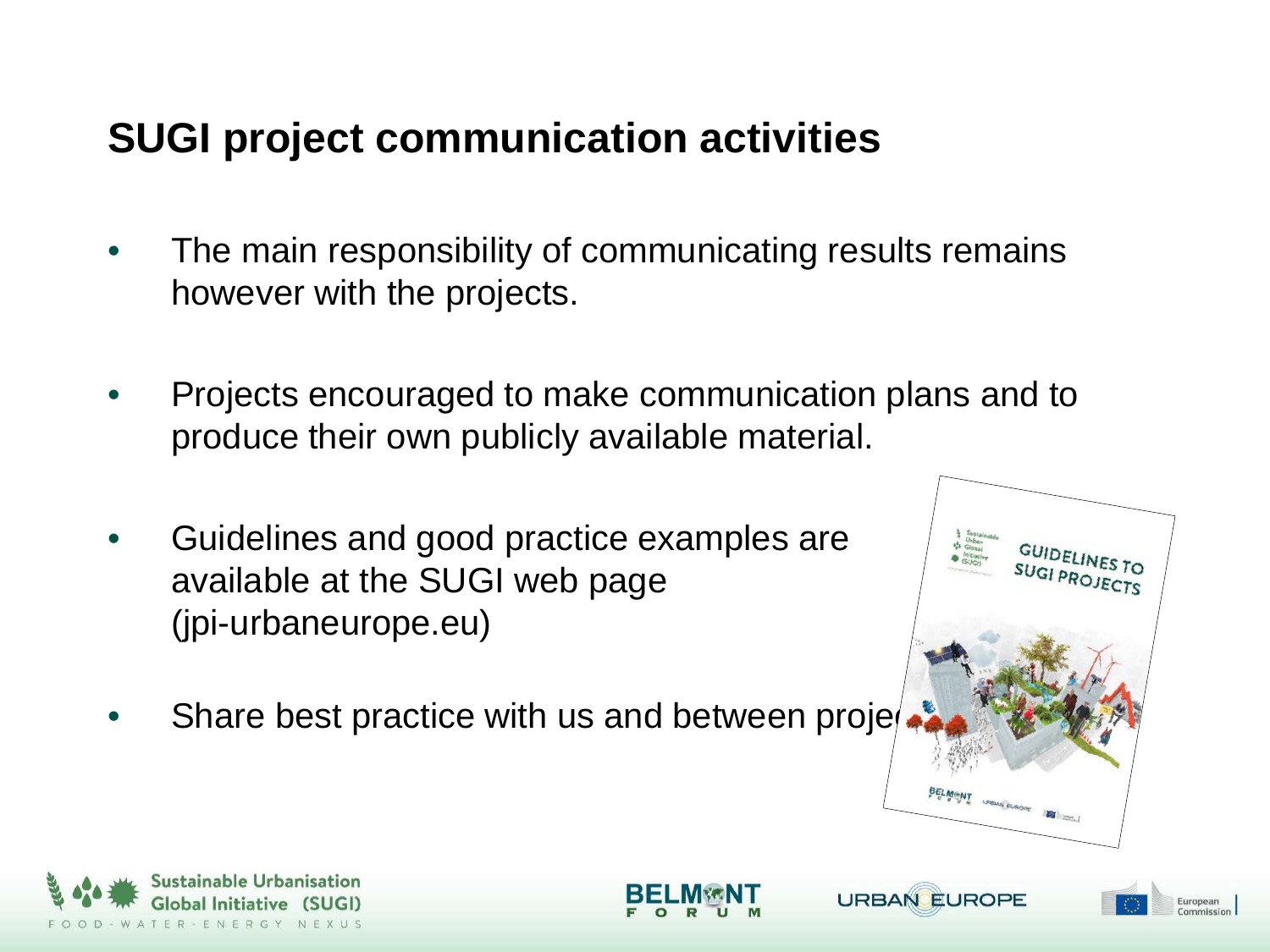## SUGI project communication activities

- The main responsibility of communicating results remains however with the projects.
- Projects encouraged to make communication plans and to produce their own publicly available material.
- Guidelines and good practice examples are available at the SUGI web page (jpi-urbaneurope.eu)
- Share best practice with us and between projects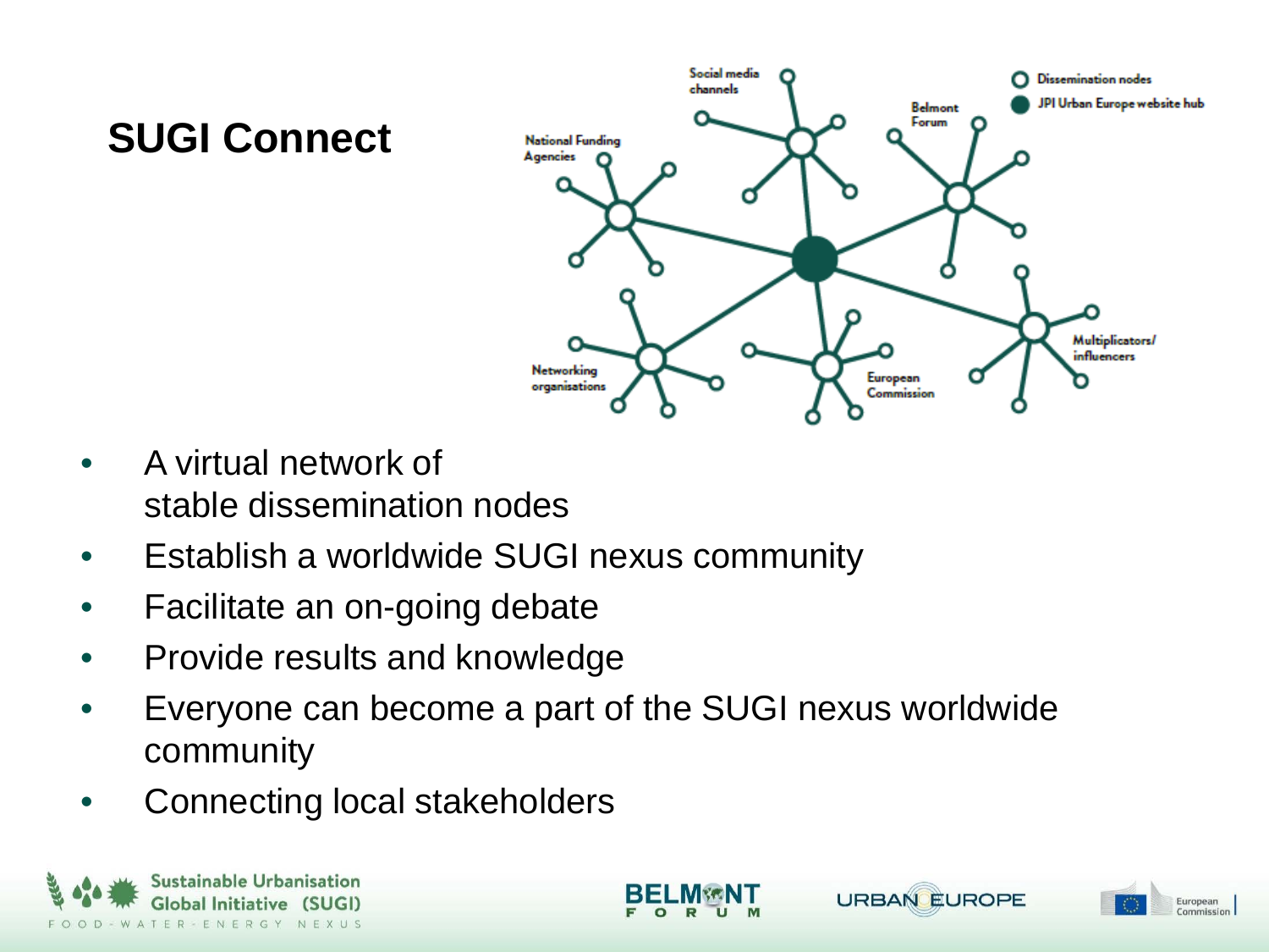# SUGI Connect

- A virtual network of stable dissemination nodes
- Establish a worldwide SUGI nexus community
- Facilitate an on-going debate
- Provide results and knowledge
- Everyone can become a part of the SUGI nexus worldwide community
- Connecting local stakeholders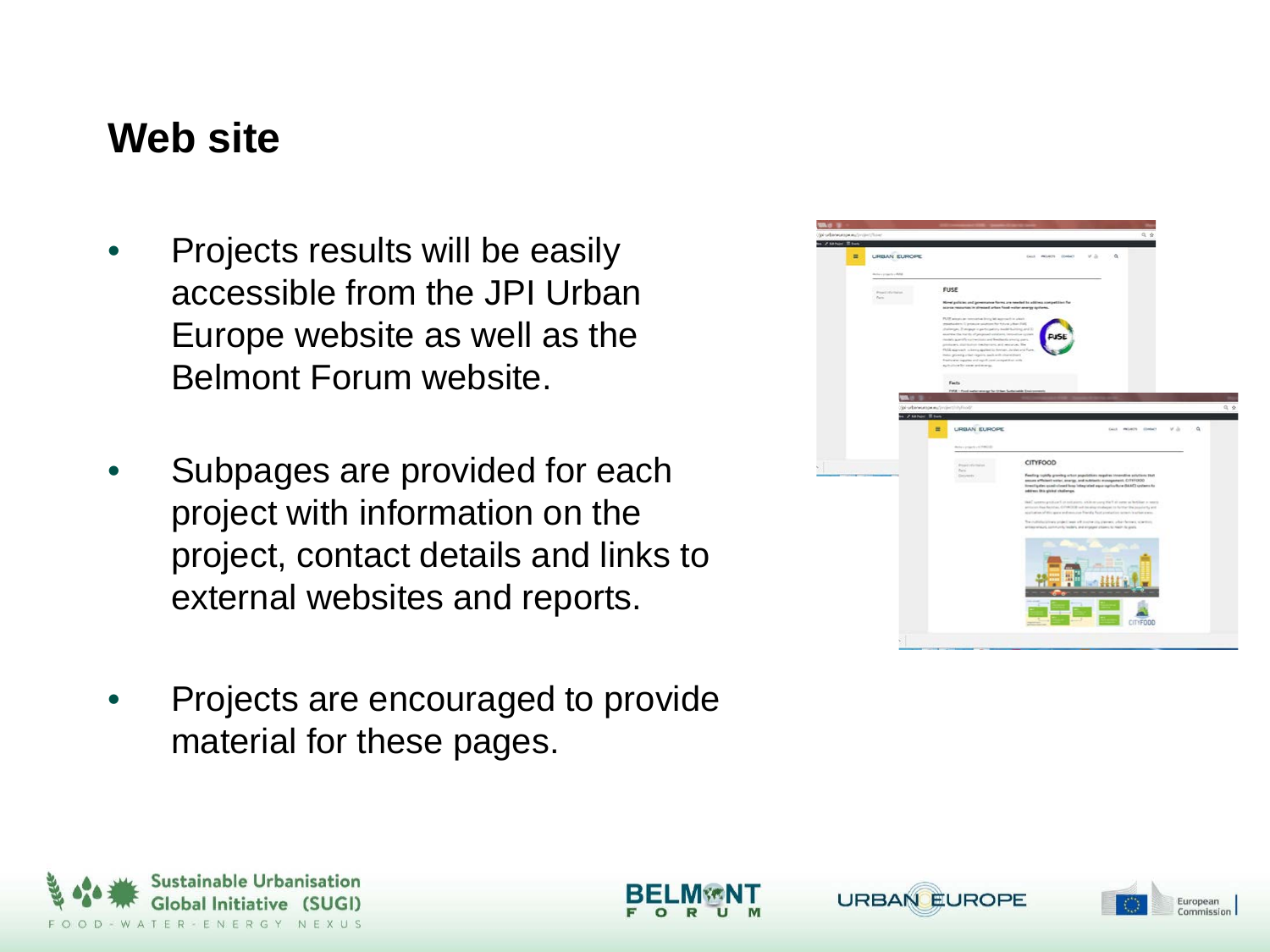# Web site

- Projects results will be easily accessible from the JPI Urban Europe website as well as the Belmont Forum website.
- Subpages are provided for each project with information on the project, contact details and links to external websites and reports.
- Projects are encouraged to provide material for these pages.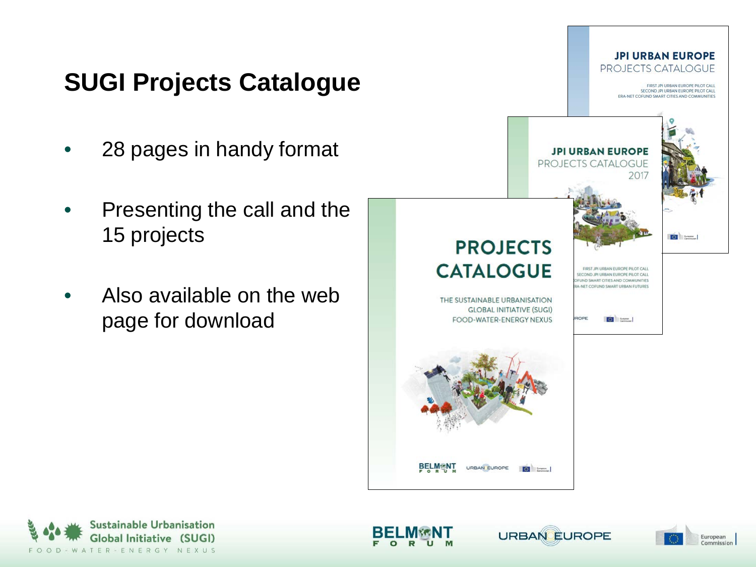# SUGI Projects Catalogue

- 28 pages in handy format
- Presenting the call and the 15 projects
- Also available on the web page for download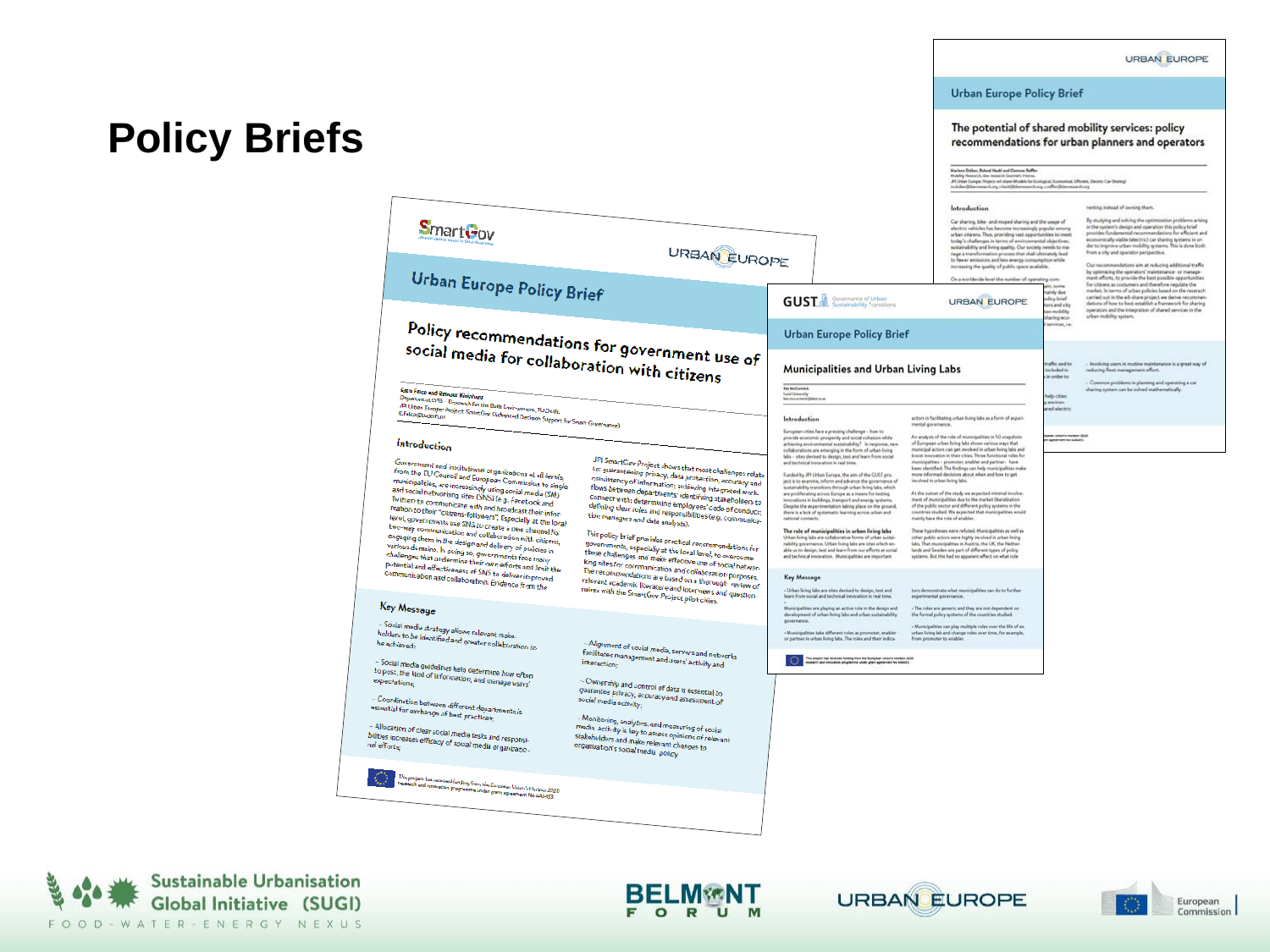# Policy Briefs

Urban Europe Policy Brief

The potential of shared mobility services: policy recommendations for urban planners and operators

Urban Europe Policy Brief

Policy recommendations for government use of social media for collaboration with citizens

Urban Europe Policy Brief

Municipalities and Urban Living Labs

Sustainable Urbanisation Global Initiative (SUGI)

FOOD-WATER-ENERGY NEXUS

BELMONT FORUM

URBAN EUROPE

European Commission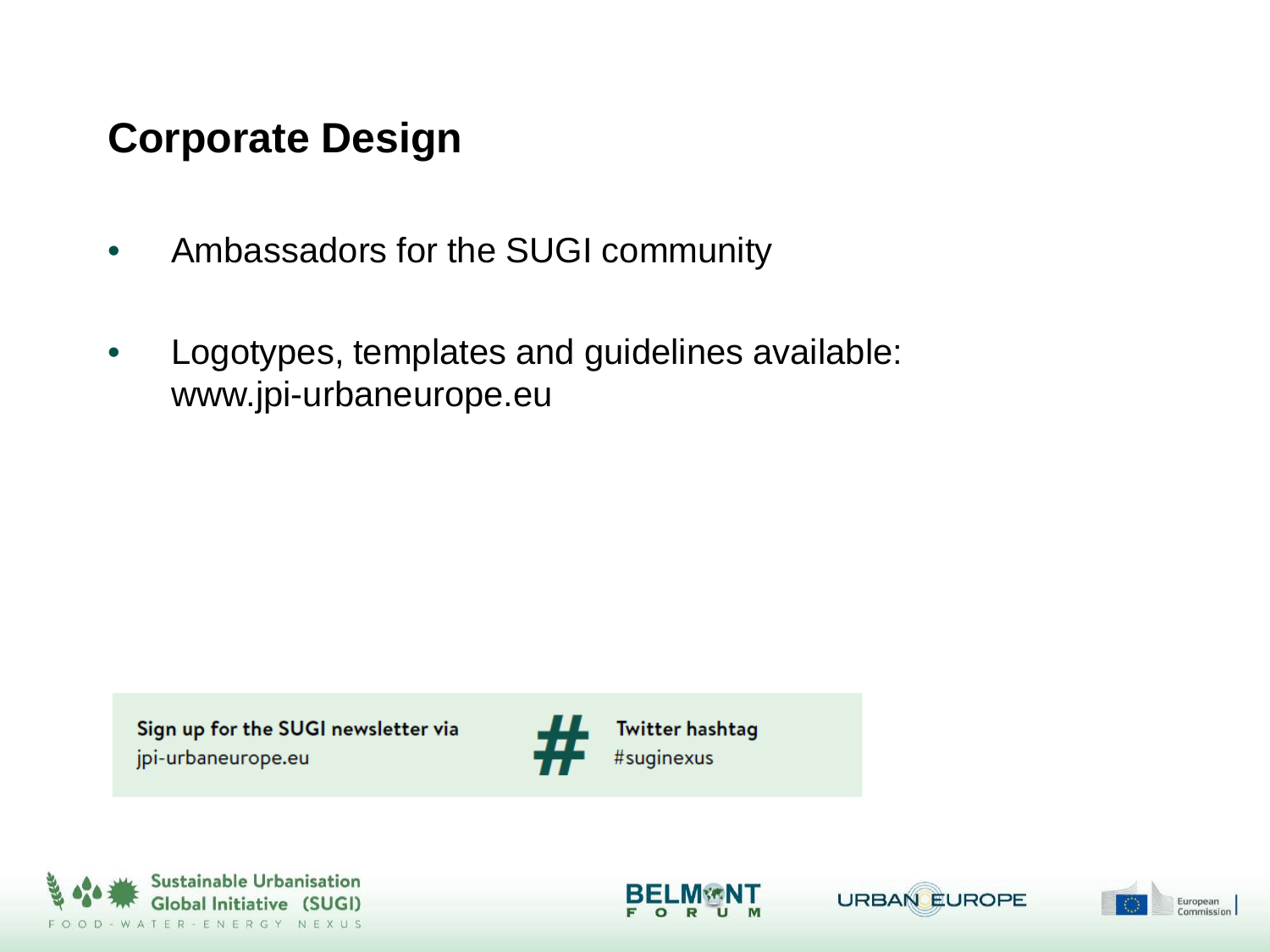## Corporate Design

- Ambassadors for the SUGI community
- Logotypes, templates and guidelines available: www.jpi-urbaneurope.eu

Sign up for the SUGI newsletter via jpi-urbaneurope.eu

Twitter hashtag #suginexus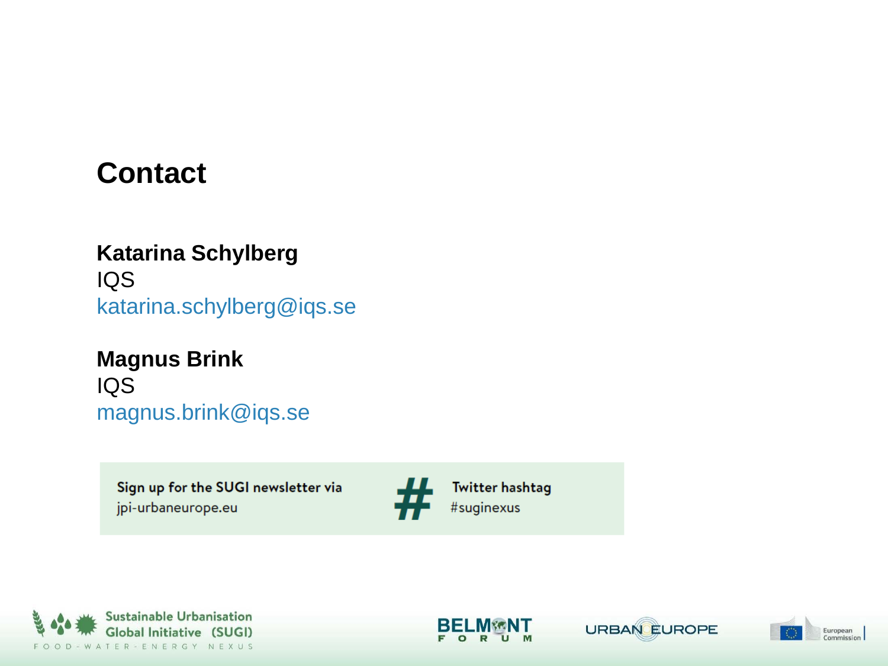# Contact

**Katarina Schylberg**
IQS
katarina.schylberg@iqs.se

**Magnus Brink**
IQS
magnus.brink@iqs.se

**Sign up for the SUGI newsletter via**
jpi-urbaneurope.eu

**Twitter hashtag**
#suginexus

Sustainable Urbanisation Global Initiative (SUGI)
FOOD - WATER - ENERGY NEXUS

BELMONT FORUM

URBAN EUROPE

European Commission